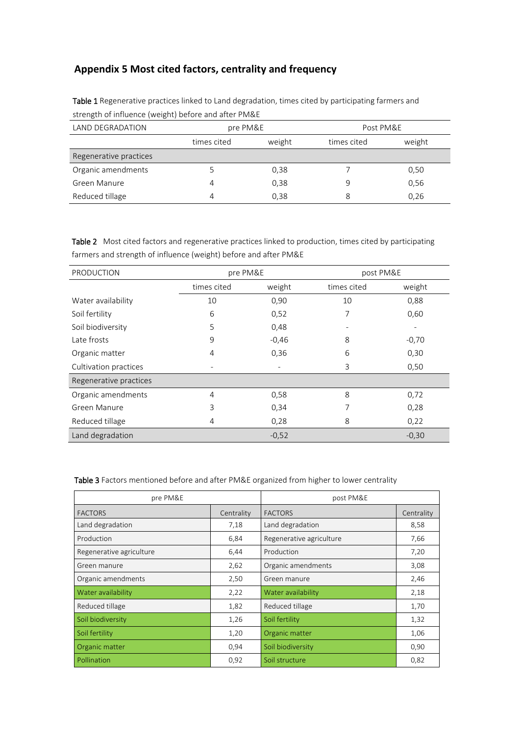## Appendix 5 Most cited factors, centrality and frequency

**Table 1** Regenerative practices linked to Land degradation, times cited by participating farmers and strength of influence (weight) before and after PM&E

| LAND DEGRADATION | pre PM&E | | Post PM&E | |
|---|---|---|---|---|
| | times cited | weight | times cited | weight |
| Regenerative practices | | | | |
| Organic amendments | 5 | 0,38 | 7 | 0,50 |
| Green Manure | 4 | 0,38 | 9 | 0,56 |
| Reduced tillage | 4 | 0,38 | 8 | 0,26 |

**Table 2** Most cited factors and regenerative practices linked to production, times cited by participating farmers and strength of influence (weight) before and after PM&E

| PRODUCTION | pre PM&E | | post PM&E | |
|---|---|---|---|---|
| | times cited | weight | times cited | weight |
| Water availability | 10 | 0,90 | 10 | 0,88 |
| Soil fertility | 6 | 0,52 | 7 | 0,60 |
| Soil biodiversity | 5 | 0,48 | - | - |
| Late frosts | 9 | -0,46 | 8 | -0,70 |
| Organic matter | 4 | 0,36 | 6 | 0,30 |
| Cultivation practices | - | - | 3 | 0,50 |
| Regenerative practices | | | | |
| Organic amendments | 4 | 0,58 | 8 | 0,72 |
| Green Manure | 3 | 0,34 | 7 | 0,28 |
| Reduced tillage | 4 | 0,28 | 8 | 0,22 |
| Land degradation | | -0,52 | | -0,30 |

**Table 3** Factors mentioned before and after PM&E organized from higher to lower centrality

| pre PM&E | | post PM&E | |
|---|---|---|---|
| FACTORS | Centrality | FACTORS | Centrality |
| Land degradation | 7,18 | Land degradation | 8,58 |
| Production | 6,84 | Regenerative agriculture | 7,66 |
| Regenerative agriculture | 6,44 | Production | 7,20 |
| Green manure | 2,62 | Organic amendments | 3,08 |
| Organic amendments | 2,50 | Green manure | 2,46 |
| Water availability | 2,22 | Water availability | 2,18 |
| Reduced tillage | 1,82 | Reduced tillage | 1,70 |
| Soil biodiversity | 1,26 | Soil fertility | 1,32 |
| Soil fertility | 1,20 | Organic matter | 1,06 |
| Organic matter | 0,94 | Soil biodiversity | 0,90 |
| Pollination | 0,92 | Soil structure | 0,82 |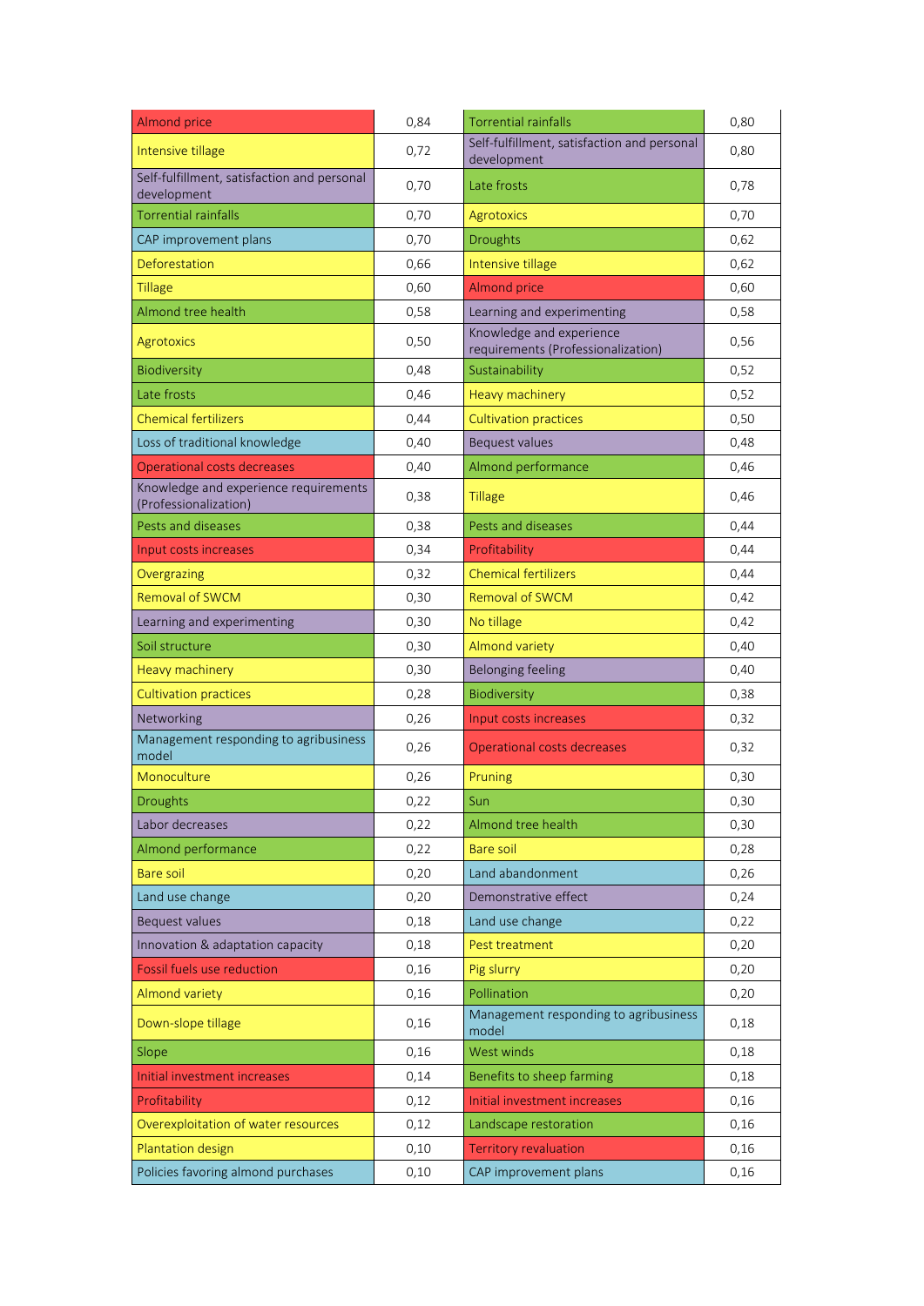| | | | |
|---|---|---|---|
| Almond price | 0,84 | Torrential rainfalls | 0,80 |
| Intensive tillage | 0,72 | Self-fulfillment, satisfaction and personal development | 0,80 |
| Self-fulfillment, satisfaction and personal development | 0,70 | Late frosts | 0,78 |
| Torrential rainfalls | 0,70 | Agrotoxics | 0,70 |
| CAP improvement plans | 0,70 | Droughts | 0,62 |
| Deforestation | 0,66 | Intensive tillage | 0,62 |
| Tillage | 0,60 | Almond price | 0,60 |
| Almond tree health | 0,58 | Learning and experimenting | 0,58 |
| Agrotoxics | 0,50 | Knowledge and experience requirements (Professionalization) | 0,56 |
| Biodiversity | 0,48 | Sustainability | 0,52 |
| Late frosts | 0,46 | Heavy machinery | 0,52 |
| Chemical fertilizers | 0,44 | Cultivation practices | 0,50 |
| Loss of traditional knowledge | 0,40 | Bequest values | 0,48 |
| Operational costs decreases | 0,40 | Almond performance | 0,46 |
| Knowledge and experience requirements (Professionalization) | 0,38 | Tillage | 0,46 |
| Pests and diseases | 0,38 | Pests and diseases | 0,44 |
| Input costs increases | 0,34 | Profitability | 0,44 |
| Overgrazing | 0,32 | Chemical fertilizers | 0,44 |
| Removal of SWCM | 0,30 | Removal of SWCM | 0,42 |
| Learning and experimenting | 0,30 | No tillage | 0,42 |
| Soil structure | 0,30 | Almond variety | 0,40 |
| Heavy machinery | 0,30 | Belonging feeling | 0,40 |
| Cultivation practices | 0,28 | Biodiversity | 0,38 |
| Networking | 0,26 | Input costs increases | 0,32 |
| Management responding to agribusiness model | 0,26 | Operational costs decreases | 0,32 |
| Monoculture | 0,26 | Pruning | 0,30 |
| Droughts | 0,22 | Sun | 0,30 |
| Labor decreases | 0,22 | Almond tree health | 0,30 |
| Almond performance | 0,22 | Bare soil | 0,28 |
| Bare soil | 0,20 | Land abandonment | 0,26 |
| Land use change | 0,20 | Demonstrative effect | 0,24 |
| Bequest values | 0,18 | Land use change | 0,22 |
| Innovation & adaptation capacity | 0,18 | Pest treatment | 0,20 |
| Fossil fuels use reduction | 0,16 | Pig slurry | 0,20 |
| Almond variety | 0,16 | Pollination | 0,20 |
| Down-slope tillage | 0,16 | Management responding to agribusiness model | 0,18 |
| Slope | 0,16 | West winds | 0,18 |
| Initial investment increases | 0,14 | Benefits to sheep farming | 0,18 |
| Profitability | 0,12 | Initial investment increases | 0,16 |
| Overexploitation of water resources | 0,12 | Landscape restoration | 0,16 |
| Plantation design | 0,10 | Territory revaluation | 0,16 |
| Policies favoring almond purchases | 0,10 | CAP improvement plans | 0,16 |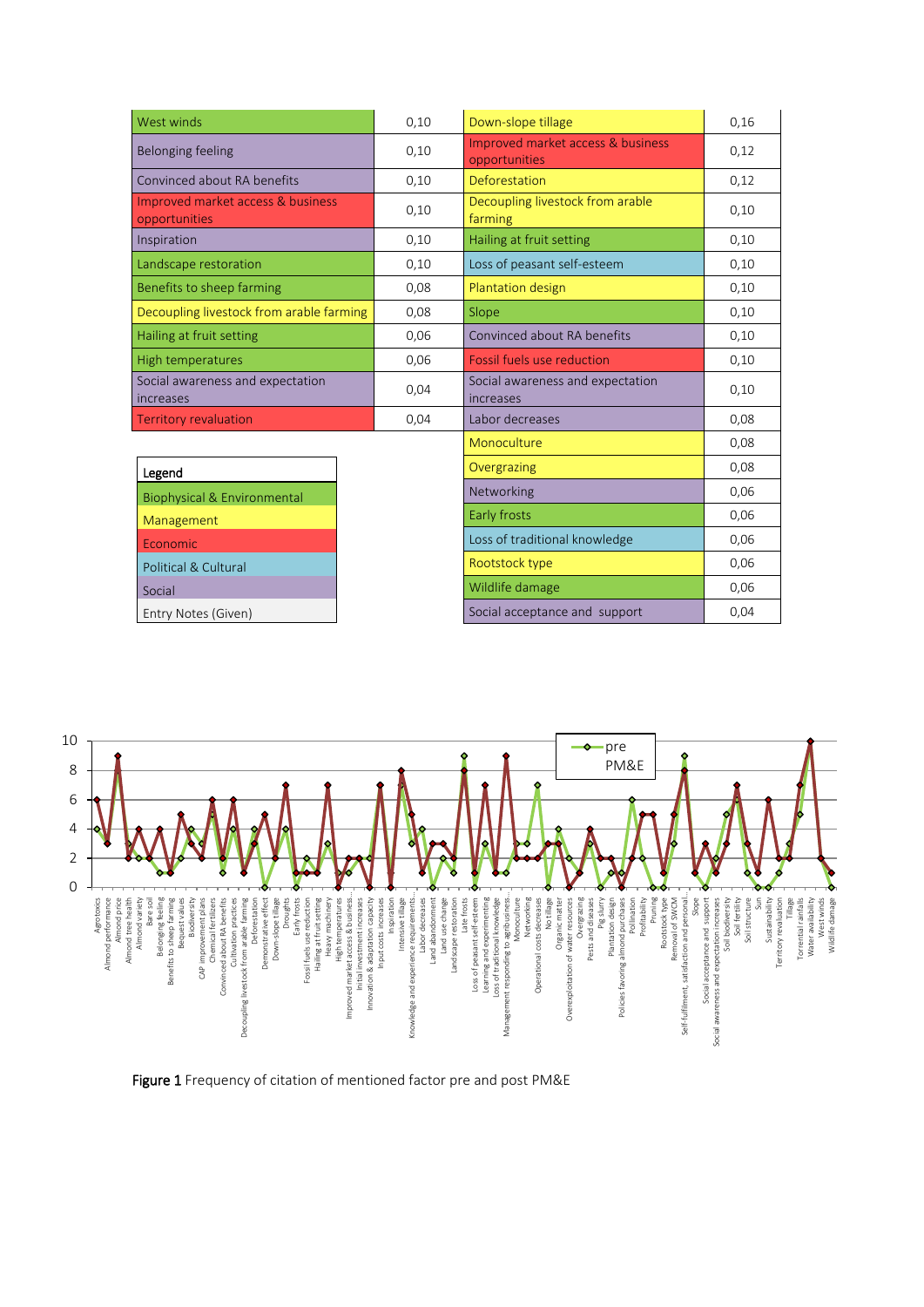| | | | |
|---|---|---|---|
| West winds | 0,10 | Down-slope tillage | 0,16 |
| Belonging feeling | 0,10 | Improved market access & business opportunities | 0,12 |
| Convinced about RA benefits | 0,10 | Deforestation | 0,12 |
| Improved market access & business opportunities | 0,10 | Decoupling livestock from arable farming | 0,10 |
| Inspiration | 0,10 | Hailing at fruit setting | 0,10 |
| Landscape restoration | 0,10 | Loss of peasant self-esteem | 0,10 |
| Benefits to sheep farming | 0,08 | Plantation design | 0,10 |
| Decoupling livestock from arable farming | 0,08 | Slope | 0,10 |
| Hailing at fruit setting | 0,06 | Convinced about RA benefits | 0,10 |
| High temperatures | 0,06 | Fossil fuels use reduction | 0,10 |
| Social awareness and expectation increases | 0,04 | Social awareness and expectation increases | 0,10 |
| Territory revaluation | 0,04 | Labor decreases | 0,08 |
| | | Monoculture | 0,08 |
| | | Overgrazing | 0,08 |
| | | Networking | 0,06 |
| | | Early frosts | 0,06 |
| | | Loss of traditional knowledge | 0,06 |
| | | Rootstock type | 0,06 |
| | | Wildlife damage | 0,06 |
| | | Social acceptance and support | 0,04 |

**Legend**

- Biophysical & Environmental
- Management
- Economic
- Political & Cultural
- Social
- Entry Notes (Given)

10
8
6
4
2
0

pre
PM&E

Agrotoxics
Almond performance
Almond price
Almond tree health
Almond variety
Bare soil
Belonging feeling
Benefits to sheep farming
Bequest values
Biodiversity
CAP improvement plans
Chemical fertilizers
Convinced about RA benefits
Cultivation practices
Decoupling livestock from arable farming
Deforestation
Demonstrative effect
Down-slope tillage
Droughts
Early frosts
Fossil fuels use reduction
Hailing at fruit setting
Heavy machinery
High temperatures
Improved market access & business...
Initial investment increases
Innovation & adaptation capacity
Input costs increases
Inspiration
Intensive tillage
Knowledge and experience requirements...
Labor decreases
Land abandonment
Land use change
Landscape restoration
Late frosts
Loss of peasant self-esteem
Learning and experimenting
Loss of traditional knowledge
Management responding to agribusiness...
Monoculture
Networking
No tillage
Operational costs decreases
Organic matter
Overexploitation of water resources
Overgrazing
Pests and diseases
Pig slurry
Plantation design
Policies favoring almond purchases
Pollination
Profitability
Pruning
Rootstock type
Removal of SWCM
Self-fulfillment, satisfaction and personal...
Slope
Social acceptance and support
Social awareness and expectation increases
Soil biodiversity
Soil fertility
Soil structure
Sun
Sustainability
Territory revaluation
Tillage
Torrential rainfalls
Water availability
West winds
Wildlife damage

**Figure 1** Frequency of citation of mentioned factor pre and post PM&E